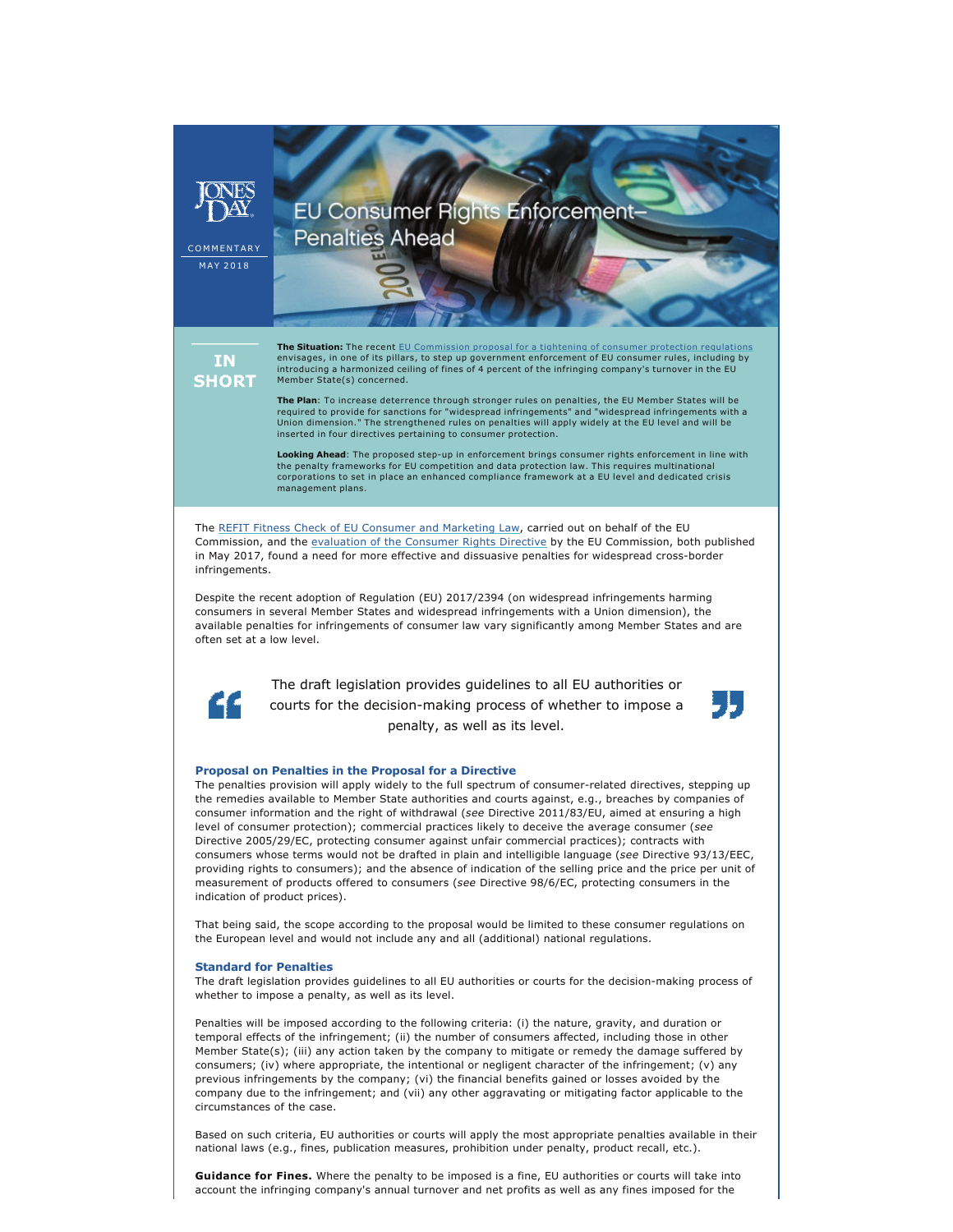JONES DAY

COMMENTARY

MAY 2018

# EU Consumer Rights Enforcement–Penalties Ahead

## IN SHORT

**The Situation:** The recent EU Commission proposal for a tightening of consumer protection regulations envisages, in one of its pillars, to step up government enforcement of EU consumer rules, including by introducing a harmonized ceiling of fines of 4 percent of the infringing company's turnover in the EU Member State(s) concerned.

**The Plan**: To increase deterrence through stronger rules on penalties, the EU Member States will be required to provide for sanctions for "widespread infringements" and "widespread infringements with a Union dimension." The strengthened rules on penalties will apply widely at the EU level and will be inserted in four directives pertaining to consumer protection.

**Looking Ahead**: The proposed step-up in enforcement brings consumer rights enforcement in line with the penalty frameworks for EU competition and data protection law. This requires multinational corporations to set in place an enhanced compliance framework at a EU level and dedicated crisis management plans.

The REFIT Fitness Check of EU Consumer and Marketing Law, carried out on behalf of the EU Commission, and the evaluation of the Consumer Rights Directive by the EU Commission, both published in May 2017, found a need for more effective and dissuasive penalties for widespread cross-border infringements.

Despite the recent adoption of Regulation (EU) 2017/2394 (on widespread infringements harming consumers in several Member States and widespread infringements with a Union dimension), the available penalties for infringements of consumer law vary significantly among Member States and are often set at a low level.

> The draft legislation provides guidelines to all EU authorities or courts for the decision-making process of whether to impose a penalty, as well as its level.

### Proposal on Penalties in the Proposal for a Directive

The penalties provision will apply widely to the full spectrum of consumer-related directives, stepping up the remedies available to Member State authorities and courts against, e.g., breaches by companies of consumer information and the right of withdrawal (*see* Directive 2011/83/EU, aimed at ensuring a high level of consumer protection); commercial practices likely to deceive the average consumer (*see* Directive 2005/29/EC, protecting consumer against unfair commercial practices); contracts with consumers whose terms would not be drafted in plain and intelligible language (*see* Directive 93/13/EEC, providing rights to consumers); and the absence of indication of the selling price and the price per unit of measurement of products offered to consumers (*see* Directive 98/6/EC, protecting consumers in the indication of product prices).

That being said, the scope according to the proposal would be limited to these consumer regulations on the European level and would not include any and all (additional) national regulations.

### Standard for Penalties

The draft legislation provides guidelines to all EU authorities or courts for the decision-making process of whether to impose a penalty, as well as its level.

Penalties will be imposed according to the following criteria: (i) the nature, gravity, and duration or temporal effects of the infringement; (ii) the number of consumers affected, including those in other Member State(s); (iii) any action taken by the company to mitigate or remedy the damage suffered by consumers; (iv) where appropriate, the intentional or negligent character of the infringement; (v) any previous infringements by the company; (vi) the financial benefits gained or losses avoided by the company due to the infringement; and (vii) any other aggravating or mitigating factor applicable to the circumstances of the case.

Based on such criteria, EU authorities or courts will apply the most appropriate penalties available in their national laws (e.g., fines, publication measures, prohibition under penalty, product recall, etc.).

**Guidance for Fines.** Where the penalty to be imposed is a fine, EU authorities or courts will take into account the infringing company's annual turnover and net profits as well as any fines imposed for the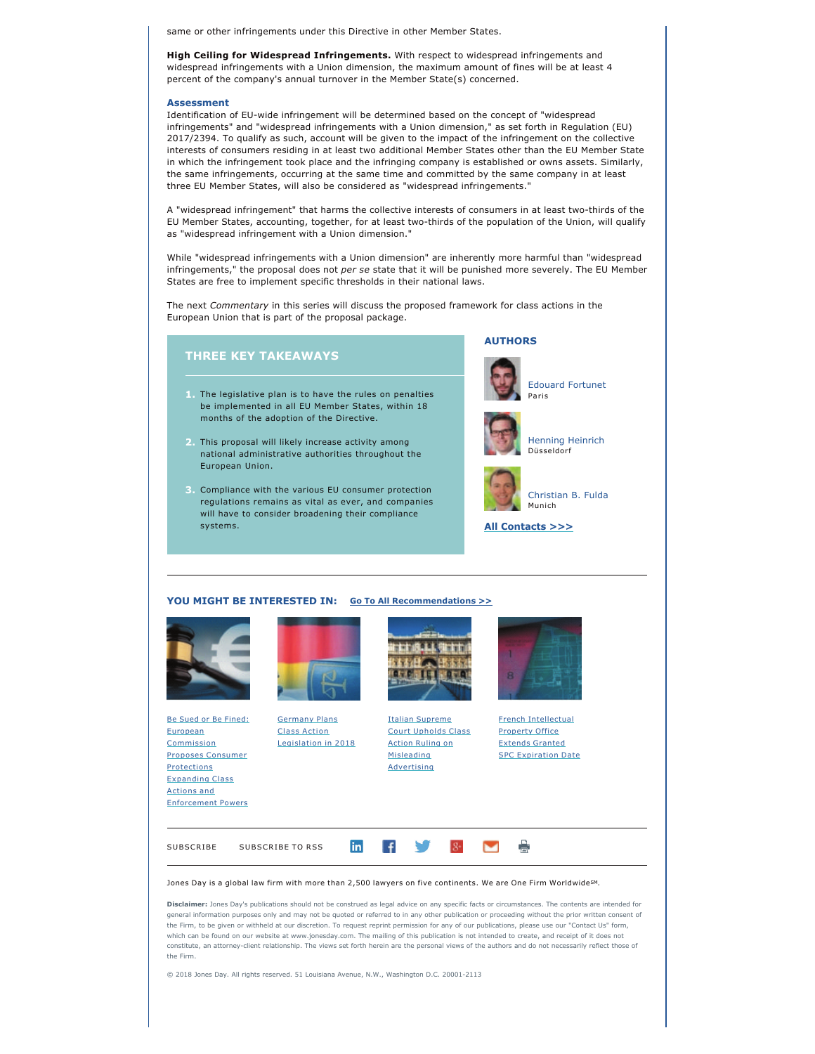same or other infringements under this Directive in other Member States.

**High Ceiling for Widespread Infringements.** With respect to widespread infringements and widespread infringements with a Union dimension, the maximum amount of fines will be at least 4 percent of the company's annual turnover in the Member State(s) concerned.

### Assessment

Identification of EU-wide infringement will be determined based on the concept of "widespread infringements" and "widespread infringements with a Union dimension," as set forth in Regulation (EU) 2017/2394. To qualify as such, account will be given to the impact of the infringement on the collective interests of consumers residing in at least two additional Member States other than the EU Member State in which the infringement took place and the infringing company is established or owns assets. Similarly, the same infringements, occurring at the same time and committed by the same company in at least three EU Member States, will also be considered as "widespread infringements."

A "widespread infringement" that harms the collective interests of consumers in at least two-thirds of the EU Member States, accounting, together, for at least two-thirds of the population of the Union, will qualify as "widespread infringement with a Union dimension."

While "widespread infringements with a Union dimension" are inherently more harmful than "widespread infringements," the proposal does not *per se* state that it will be punished more severely. The EU Member States are free to implement specific thresholds in their national laws.

The next *Commentary* in this series will discuss the proposed framework for class actions in the European Union that is part of the proposal package.

## THREE KEY TAKEAWAYS

1. The legislative plan is to have the rules on penalties be implemented in all EU Member States, within 18 months of the adoption of the Directive.
2. This proposal will likely increase activity among national administrative authorities throughout the European Union.
3. Compliance with the various EU consumer protection regulations remains as vital as ever, and companies will have to consider broadening their compliance systems.

## AUTHORS

Edouard Fortunet
Paris

Henning Heinrich
Düsseldorf

Christian B. Fulda
Munich

**All Contacts >>>**

## YOU MIGHT BE INTERESTED IN: Go To All Recommendations >>

Be Sued or Be Fined: European Commission Proposes Consumer Protections Expanding Class Actions and Enforcement Powers

Germany Plans Class Action Legislation in 2018

Italian Supreme Court Upholds Class Action Ruling on Misleading Advertising

French Intellectual Property Office Extends Granted SPC Expiration Date

SUBSCRIBE SUBSCRIBE TO RSS

Jones Day is a global law firm with more than 2,500 lawyers on five continents. We are One Firm Worldwide℠.

**Disclaimer:** Jones Day's publications should not be construed as legal advice on any specific facts or circumstances. The contents are intended for general information purposes only and may not be quoted or referred to in any other publication or proceeding without the prior written consent of the Firm, to be given or withheld at our discretion. To request reprint permission for any of our publications, please use our "Contact Us" form, which can be found on our website at www.jonesday.com. The mailing of this publication is not intended to create, and receipt of it does not constitute, an attorney-client relationship. The views set forth herein are the personal views of the authors and do not necessarily reflect those of the Firm.

© 2018 Jones Day. All rights reserved. 51 Louisiana Avenue, N.W., Washington D.C. 20001-2113